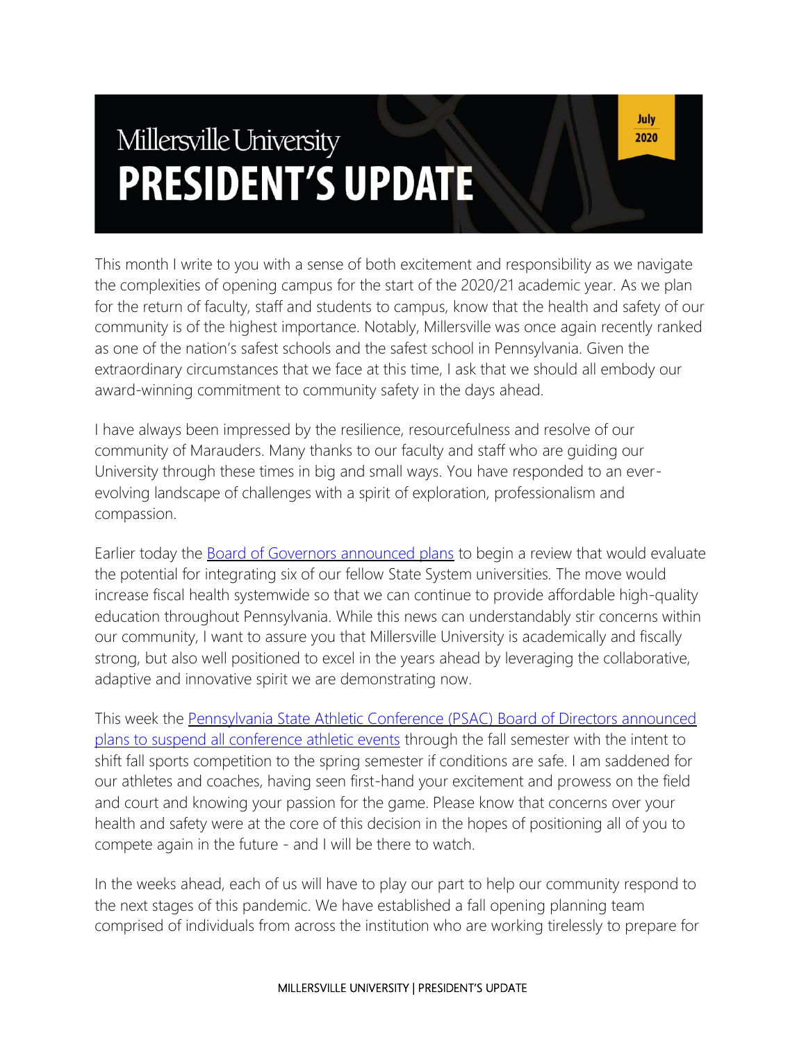# Millersville University PRESIDENT'S UPDATE

July 2020

This month I write to you with a sense of both excitement and responsibility as we navigate the complexities of opening campus for the start of the 2020/21 academic year. As we plan for the return of faculty, staff and students to campus, know that the health and safety of our community is of the highest importance. Notably, Millersville was once again recently ranked as one of the nation's safest schools and the safest school in Pennsylvania. Given the extraordinary circumstances that we face at this time, I ask that we should all embody our award-winning commitment to community safety in the days ahead.

I have always been impressed by the resilience, resourcefulness and resolve of our community of Marauders. Many thanks to our faculty and staff who are guiding our University through these times in big and small ways. You have responded to an ever-evolving landscape of challenges with a spirit of exploration, professionalism and compassion.

Earlier today the Board of Governors announced plans to begin a review that would evaluate the potential for integrating six of our fellow State System universities. The move would increase fiscal health systemwide so that we can continue to provide affordable high-quality education throughout Pennsylvania. While this news can understandably stir concerns within our community, I want to assure you that Millersville University is academically and fiscally strong, but also well positioned to excel in the years ahead by leveraging the collaborative, adaptive and innovative spirit we are demonstrating now.

This week the Pennsylvania State Athletic Conference (PSAC) Board of Directors announced plans to suspend all conference athletic events through the fall semester with the intent to shift fall sports competition to the spring semester if conditions are safe. I am saddened for our athletes and coaches, having seen first-hand your excitement and prowess on the field and court and knowing your passion for the game. Please know that concerns over your health and safety were at the core of this decision in the hopes of positioning all of you to compete again in the future - and I will be there to watch.

In the weeks ahead, each of us will have to play our part to help our community respond to the next stages of this pandemic. We have established a fall opening planning team comprised of individuals from across the institution who are working tirelessly to prepare for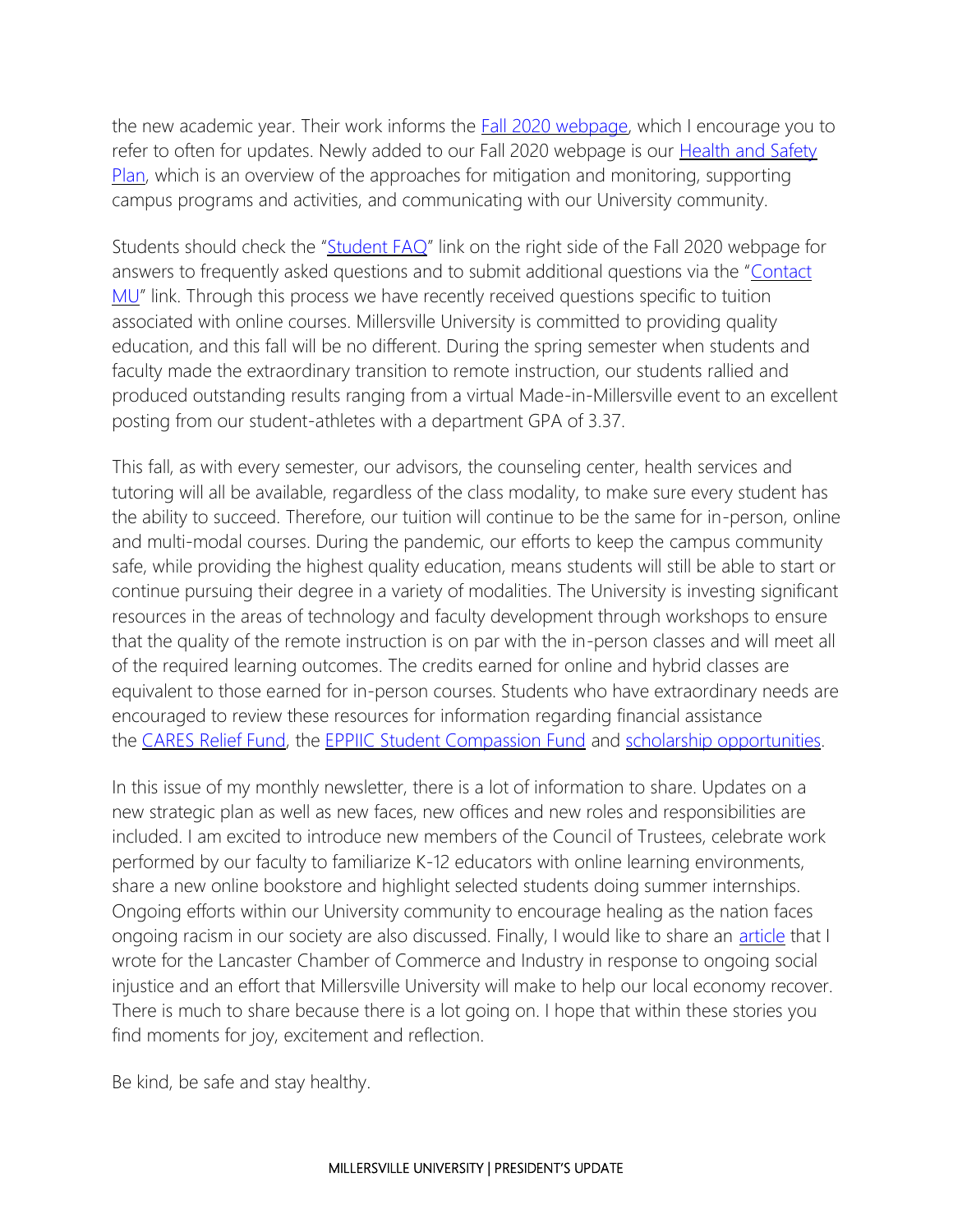the new academic year. Their work informs the Fall 2020 webpage, which I encourage you to refer to often for updates. Newly added to our Fall 2020 webpage is our Health and Safety Plan, which is an overview of the approaches for mitigation and monitoring, supporting campus programs and activities, and communicating with our University community.

Students should check the "Student FAQ" link on the right side of the Fall 2020 webpage for answers to frequently asked questions and to submit additional questions via the "Contact MU" link. Through this process we have recently received questions specific to tuition associated with online courses. Millersville University is committed to providing quality education, and this fall will be no different. During the spring semester when students and faculty made the extraordinary transition to remote instruction, our students rallied and produced outstanding results ranging from a virtual Made-in-Millersville event to an excellent posting from our student-athletes with a department GPA of 3.37.

This fall, as with every semester, our advisors, the counseling center, health services and tutoring will all be available, regardless of the class modality, to make sure every student has the ability to succeed. Therefore, our tuition will continue to be the same for in-person, online and multi-modal courses. During the pandemic, our efforts to keep the campus community safe, while providing the highest quality education, means students will still be able to start or continue pursuing their degree in a variety of modalities. The University is investing significant resources in the areas of technology and faculty development through workshops to ensure that the quality of the remote instruction is on par with the in-person classes and will meet all of the required learning outcomes. The credits earned for online and hybrid classes are equivalent to those earned for in-person courses. Students who have extraordinary needs are encouraged to review these resources for information regarding financial assistance the CARES Relief Fund, the EPPIIC Student Compassion Fund and scholarship opportunities.

In this issue of my monthly newsletter, there is a lot of information to share. Updates on a new strategic plan as well as new faces, new offices and new roles and responsibilities are included. I am excited to introduce new members of the Council of Trustees, celebrate work performed by our faculty to familiarize K-12 educators with online learning environments, share a new online bookstore and highlight selected students doing summer internships. Ongoing efforts within our University community to encourage healing as the nation faces ongoing racism in our society are also discussed. Finally, I would like to share an article that I wrote for the Lancaster Chamber of Commerce and Industry in response to ongoing social injustice and an effort that Millersville University will make to help our local economy recover. There is much to share because there is a lot going on. I hope that within these stories you find moments for joy, excitement and reflection.

Be kind, be safe and stay healthy.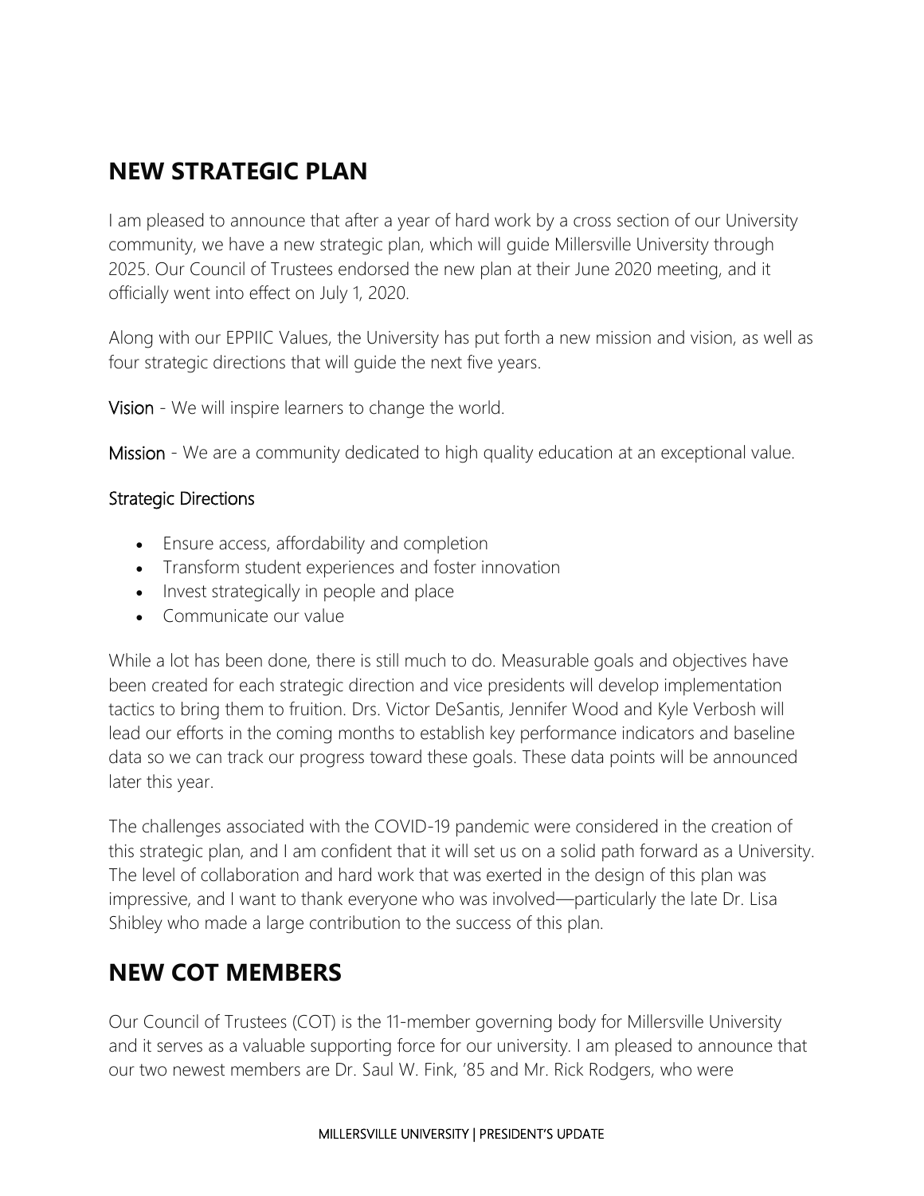## NEW STRATEGIC PLAN

I am pleased to announce that after a year of hard work by a cross section of our University community, we have a new strategic plan, which will guide Millersville University through 2025. Our Council of Trustees endorsed the new plan at their June 2020 meeting, and it officially went into effect on July 1, 2020.

Along with our EPPIIC Values, the University has put forth a new mission and vision, as well as four strategic directions that will guide the next five years.

**Vision** - We will inspire learners to change the world.

**Mission** - We are a community dedicated to high quality education at an exceptional value.

### Strategic Directions

- Ensure access, affordability and completion
- Transform student experiences and foster innovation
- Invest strategically in people and place
- Communicate our value

While a lot has been done, there is still much to do. Measurable goals and objectives have been created for each strategic direction and vice presidents will develop implementation tactics to bring them to fruition. Drs. Victor DeSantis, Jennifer Wood and Kyle Verbosh will lead our efforts in the coming months to establish key performance indicators and baseline data so we can track our progress toward these goals. These data points will be announced later this year.

The challenges associated with the COVID-19 pandemic were considered in the creation of this strategic plan, and I am confident that it will set us on a solid path forward as a University. The level of collaboration and hard work that was exerted in the design of this plan was impressive, and I want to thank everyone who was involved—particularly the late Dr. Lisa Shibley who made a large contribution to the success of this plan.

## NEW COT MEMBERS

Our Council of Trustees (COT) is the 11-member governing body for Millersville University and it serves as a valuable supporting force for our university. I am pleased to announce that our two newest members are Dr. Saul W. Fink, '85 and Mr. Rick Rodgers, who were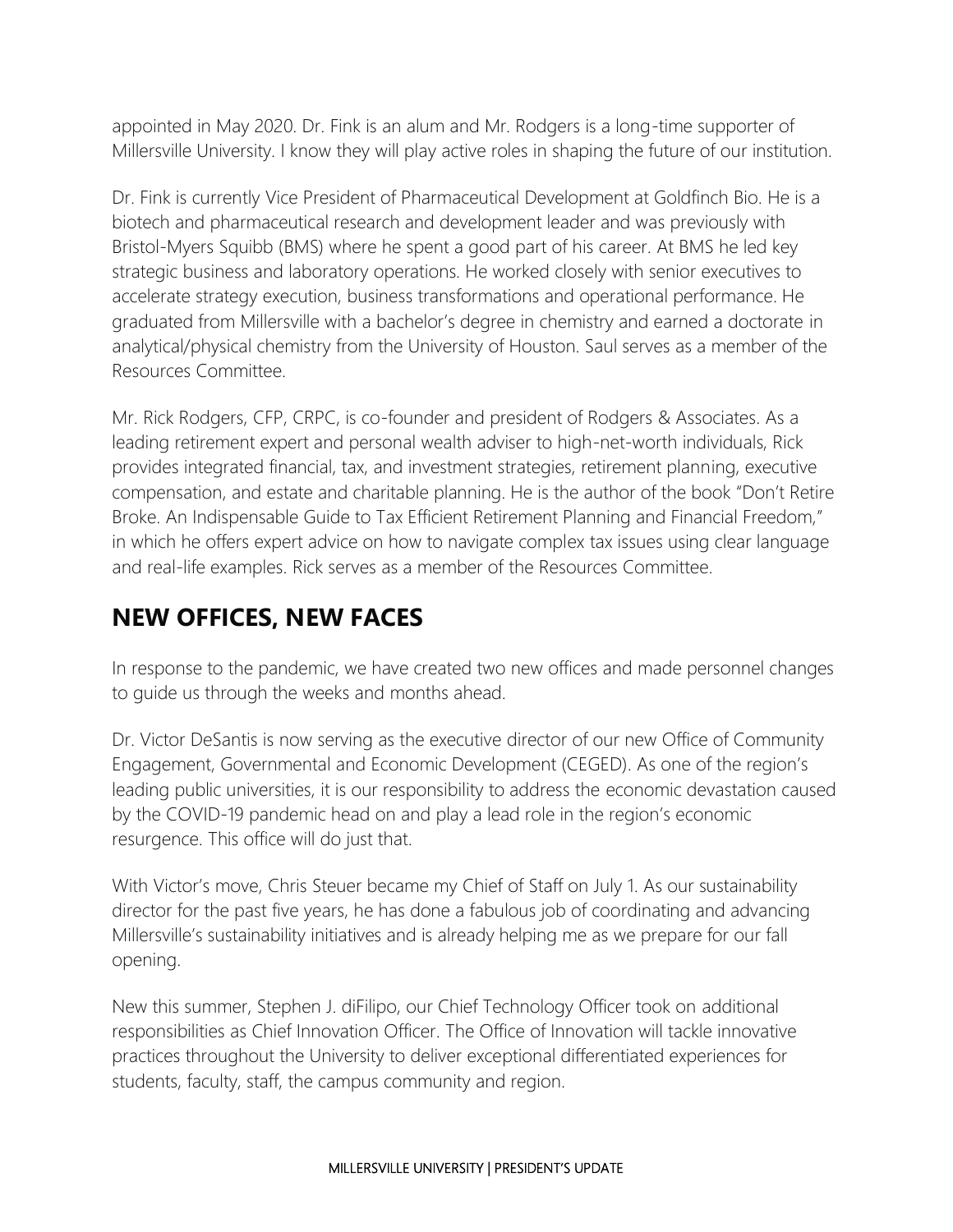appointed in May 2020. Dr. Fink is an alum and Mr. Rodgers is a long-time supporter of Millersville University. I know they will play active roles in shaping the future of our institution.

Dr. Fink is currently Vice President of Pharmaceutical Development at Goldfinch Bio. He is a biotech and pharmaceutical research and development leader and was previously with Bristol-Myers Squibb (BMS) where he spent a good part of his career. At BMS he led key strategic business and laboratory operations. He worked closely with senior executives to accelerate strategy execution, business transformations and operational performance. He graduated from Millersville with a bachelor's degree in chemistry and earned a doctorate in analytical/physical chemistry from the University of Houston. Saul serves as a member of the Resources Committee.

Mr. Rick Rodgers, CFP, CRPC, is co-founder and president of Rodgers & Associates. As a leading retirement expert and personal wealth adviser to high-net-worth individuals, Rick provides integrated financial, tax, and investment strategies, retirement planning, executive compensation, and estate and charitable planning. He is the author of the book "Don't Retire Broke. An Indispensable Guide to Tax Efficient Retirement Planning and Financial Freedom," in which he offers expert advice on how to navigate complex tax issues using clear language and real-life examples. Rick serves as a member of the Resources Committee.

## NEW OFFICES, NEW FACES

In response to the pandemic, we have created two new offices and made personnel changes to guide us through the weeks and months ahead.

Dr. Victor DeSantis is now serving as the executive director of our new Office of Community Engagement, Governmental and Economic Development (CEGED). As one of the region's leading public universities, it is our responsibility to address the economic devastation caused by the COVID-19 pandemic head on and play a lead role in the region's economic resurgence. This office will do just that.

With Victor's move, Chris Steuer became my Chief of Staff on July 1. As our sustainability director for the past five years, he has done a fabulous job of coordinating and advancing Millersville's sustainability initiatives and is already helping me as we prepare for our fall opening.

New this summer, Stephen J. diFilipo, our Chief Technology Officer took on additional responsibilities as Chief Innovation Officer. The Office of Innovation will tackle innovative practices throughout the University to deliver exceptional differentiated experiences for students, faculty, staff, the campus community and region.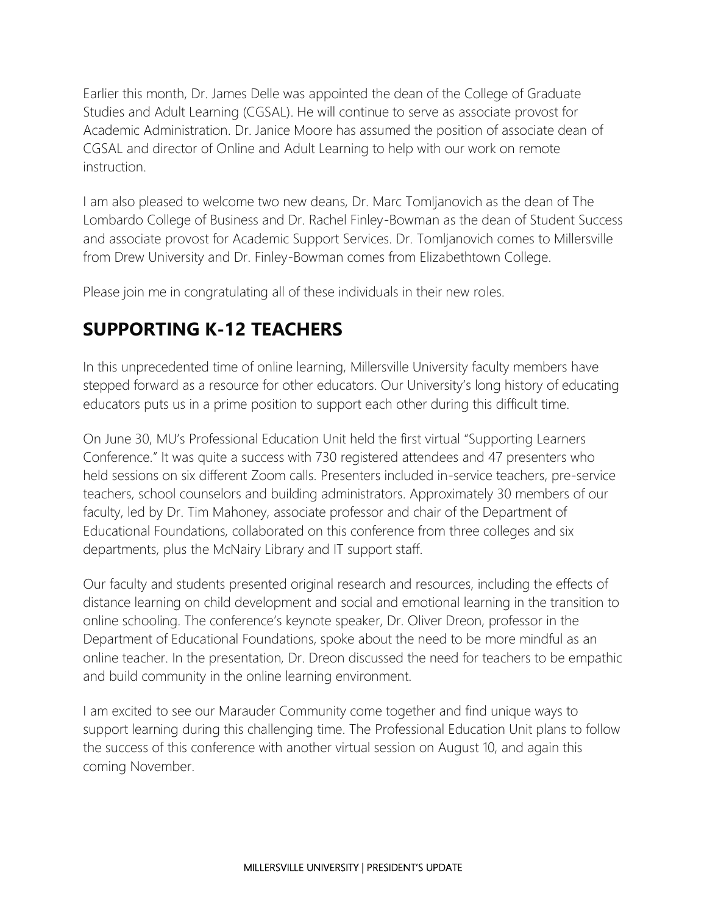Earlier this month, Dr. James Delle was appointed the dean of the College of Graduate Studies and Adult Learning (CGSAL). He will continue to serve as associate provost for Academic Administration. Dr. Janice Moore has assumed the position of associate dean of CGSAL and director of Online and Adult Learning to help with our work on remote instruction.

I am also pleased to welcome two new deans, Dr. Marc Tomljanovich as the dean of The Lombardo College of Business and Dr. Rachel Finley-Bowman as the dean of Student Success and associate provost for Academic Support Services. Dr. Tomljanovich comes to Millersville from Drew University and Dr. Finley-Bowman comes from Elizabethtown College.

Please join me in congratulating all of these individuals in their new roles.

## SUPPORTING K-12 TEACHERS

In this unprecedented time of online learning, Millersville University faculty members have stepped forward as a resource for other educators. Our University's long history of educating educators puts us in a prime position to support each other during this difficult time.

On June 30, MU's Professional Education Unit held the first virtual "Supporting Learners Conference." It was quite a success with 730 registered attendees and 47 presenters who held sessions on six different Zoom calls. Presenters included in-service teachers, pre-service teachers, school counselors and building administrators. Approximately 30 members of our faculty, led by Dr. Tim Mahoney, associate professor and chair of the Department of Educational Foundations, collaborated on this conference from three colleges and six departments, plus the McNairy Library and IT support staff.

Our faculty and students presented original research and resources, including the effects of distance learning on child development and social and emotional learning in the transition to online schooling. The conference's keynote speaker, Dr. Oliver Dreon, professor in the Department of Educational Foundations, spoke about the need to be more mindful as an online teacher. In the presentation, Dr. Dreon discussed the need for teachers to be empathic and build community in the online learning environment.

I am excited to see our Marauder Community come together and find unique ways to support learning during this challenging time. The Professional Education Unit plans to follow the success of this conference with another virtual session on August 10, and again this coming November.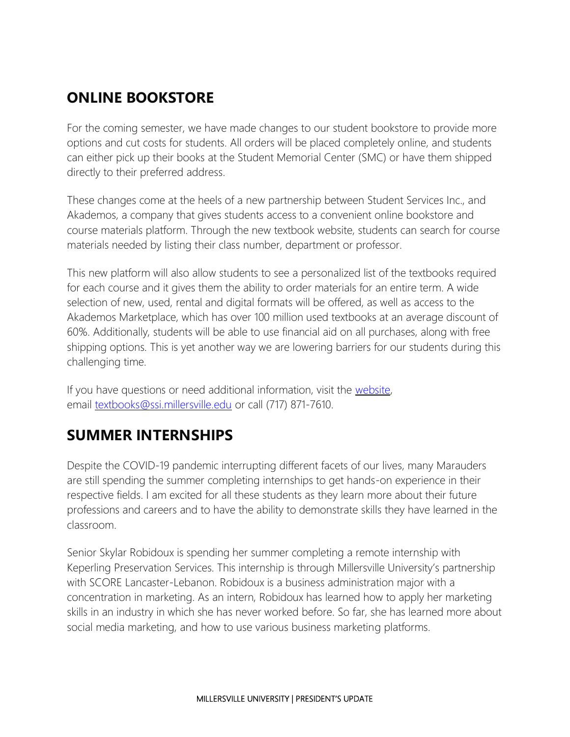## ONLINE BOOKSTORE

For the coming semester, we have made changes to our student bookstore to provide more options and cut costs for students. All orders will be placed completely online, and students can either pick up their books at the Student Memorial Center (SMC) or have them shipped directly to their preferred address.

These changes come at the heels of a new partnership between Student Services Inc., and Akademos, a company that gives students access to a convenient online bookstore and course materials platform. Through the new textbook website, students can search for course materials needed by listing their class number, department or professor.

This new platform will also allow students to see a personalized list of the textbooks required for each course and it gives them the ability to order materials for an entire term. A wide selection of new, used, rental and digital formats will be offered, as well as access to the Akademos Marketplace, which has over 100 million used textbooks at an average discount of 60%. Additionally, students will be able to use financial aid on all purchases, along with free shipping options. This is yet another way we are lowering barriers for our students during this challenging time.

If you have questions or need additional information, visit the website, email textbooks@ssi.millersville.edu or call (717) 871-7610.

## SUMMER INTERNSHIPS

Despite the COVID-19 pandemic interrupting different facets of our lives, many Marauders are still spending the summer completing internships to get hands-on experience in their respective fields. I am excited for all these students as they learn more about their future professions and careers and to have the ability to demonstrate skills they have learned in the classroom.

Senior Skylar Robidoux is spending her summer completing a remote internship with Keperling Preservation Services. This internship is through Millersville University's partnership with SCORE Lancaster-Lebanon. Robidoux is a business administration major with a concentration in marketing. As an intern, Robidoux has learned how to apply her marketing skills in an industry in which she has never worked before. So far, she has learned more about social media marketing, and how to use various business marketing platforms.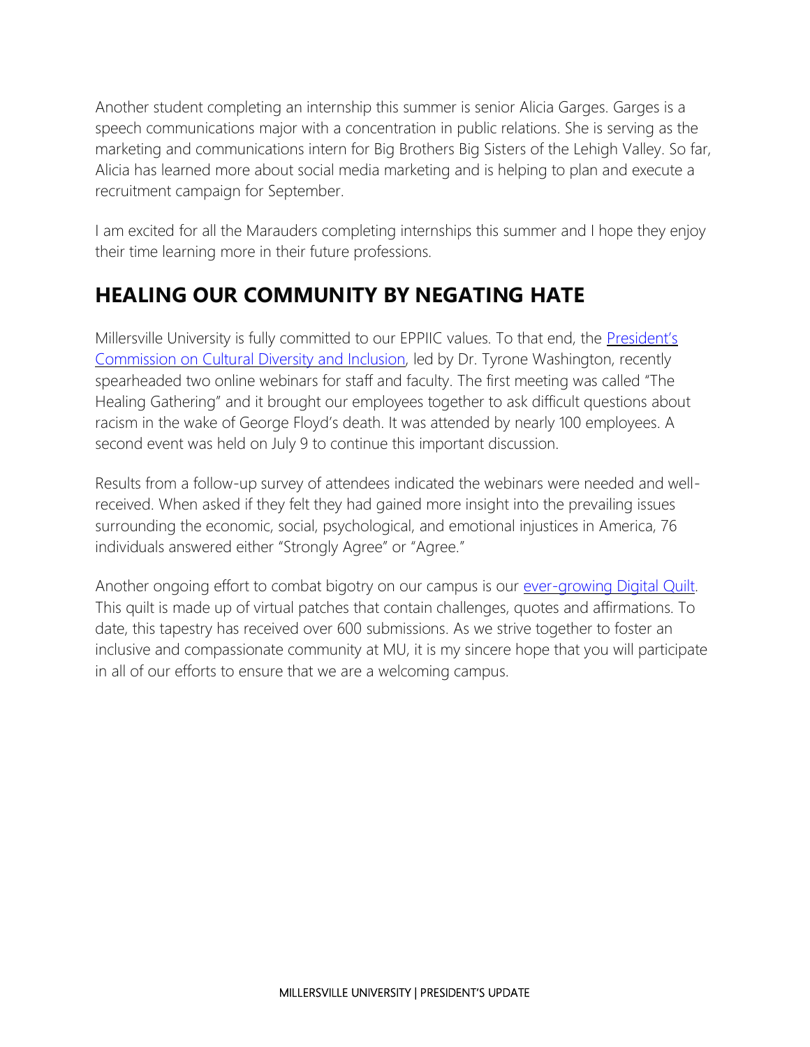Another student completing an internship this summer is senior Alicia Garges. Garges is a speech communications major with a concentration in public relations. She is serving as the marketing and communications intern for Big Brothers Big Sisters of the Lehigh Valley. So far, Alicia has learned more about social media marketing and is helping to plan and execute a recruitment campaign for September.

I am excited for all the Marauders completing internships this summer and I hope they enjoy their time learning more in their future professions.

## HEALING OUR COMMUNITY BY NEGATING HATE

Millersville University is fully committed to our EPPIIC values. To that end, the President's Commission on Cultural Diversity and Inclusion, led by Dr. Tyrone Washington, recently spearheaded two online webinars for staff and faculty. The first meeting was called "The Healing Gathering" and it brought our employees together to ask difficult questions about racism in the wake of George Floyd's death. It was attended by nearly 100 employees. A second event was held on July 9 to continue this important discussion.

Results from a follow-up survey of attendees indicated the webinars were needed and well-received. When asked if they felt they had gained more insight into the prevailing issues surrounding the economic, social, psychological, and emotional injustices in America, 76 individuals answered either "Strongly Agree" or "Agree."

Another ongoing effort to combat bigotry on our campus is our ever-growing Digital Quilt. This quilt is made up of virtual patches that contain challenges, quotes and affirmations. To date, this tapestry has received over 600 submissions. As we strive together to foster an inclusive and compassionate community at MU, it is my sincere hope that you will participate in all of our efforts to ensure that we are a welcoming campus.